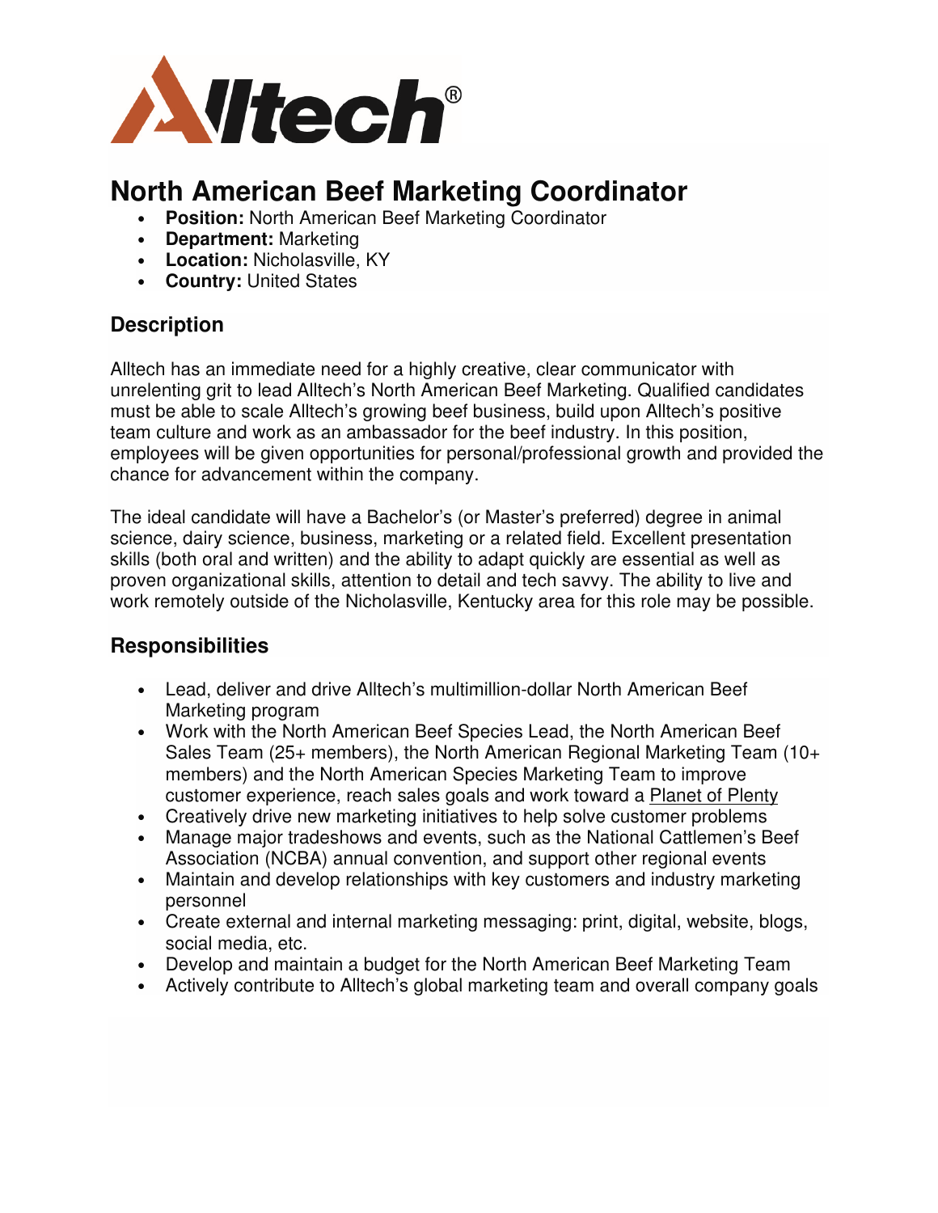# North American Beef Marketing Coordinator

- **Position:** North American Beef Marketing Coordinator
- **Department:** Marketing
- **Location:** Nicholasville, KY
- **Country:** United States

## Description

Alltech has an immediate need for a highly creative, clear communicator with unrelenting grit to lead Alltech's North American Beef Marketing. Qualified candidates must be able to scale Alltech's growing beef business, build upon Alltech's positive team culture and work as an ambassador for the beef industry. In this position, employees will be given opportunities for personal/professional growth and provided the chance for advancement within the company.

The ideal candidate will have a Bachelor's (or Master's preferred) degree in animal science, dairy science, business, marketing or a related field. Excellent presentation skills (both oral and written) and the ability to adapt quickly are essential as well as proven organizational skills, attention to detail and tech savvy. The ability to live and work remotely outside of the Nicholasville, Kentucky area for this role may be possible.

## Responsibilities

- Lead, deliver and drive Alltech's multimillion-dollar North American Beef Marketing program
- Work with the North American Beef Species Lead, the North American Beef Sales Team (25+ members), the North American Regional Marketing Team (10+ members) and the North American Species Marketing Team to improve customer experience, reach sales goals and work toward a Planet of Plenty
- Creatively drive new marketing initiatives to help solve customer problems
- Manage major tradeshows and events, such as the National Cattlemen's Beef Association (NCBA) annual convention, and support other regional events
- Maintain and develop relationships with key customers and industry marketing personnel
- Create external and internal marketing messaging: print, digital, website, blogs, social media, etc.
- Develop and maintain a budget for the North American Beef Marketing Team
- Actively contribute to Alltech's global marketing team and overall company goals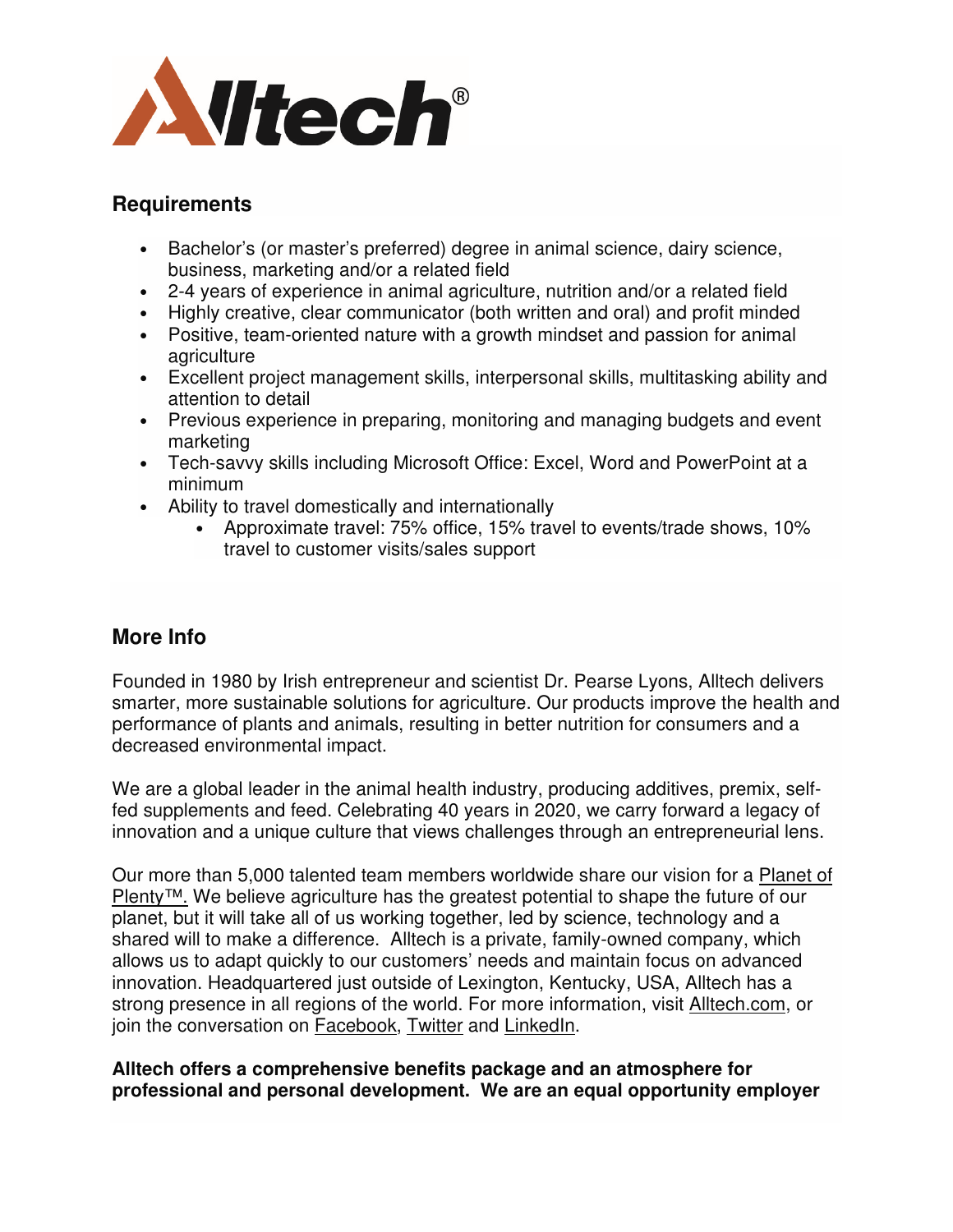## Requirements

- Bachelor's (or master's preferred) degree in animal science, dairy science, business, marketing and/or a related field
- 2-4 years of experience in animal agriculture, nutrition and/or a related field
- Highly creative, clear communicator (both written and oral) and profit minded
- Positive, team-oriented nature with a growth mindset and passion for animal agriculture
- Excellent project management skills, interpersonal skills, multitasking ability and attention to detail
- Previous experience in preparing, monitoring and managing budgets and event marketing
- Tech-savvy skills including Microsoft Office: Excel, Word and PowerPoint at a minimum
- Ability to travel domestically and internationally
    - Approximate travel: 75% office, 15% travel to events/trade shows, 10% travel to customer visits/sales support

## More Info

Founded in 1980 by Irish entrepreneur and scientist Dr. Pearse Lyons, Alltech delivers smarter, more sustainable solutions for agriculture. Our products improve the health and performance of plants and animals, resulting in better nutrition for consumers and a decreased environmental impact.

We are a global leader in the animal health industry, producing additives, premix, self-fed supplements and feed. Celebrating 40 years in 2020, we carry forward a legacy of innovation and a unique culture that views challenges through an entrepreneurial lens.

Our more than 5,000 talented team members worldwide share our vision for a Planet of Plenty™. We believe agriculture has the greatest potential to shape the future of our planet, but it will take all of us working together, led by science, technology and a shared will to make a difference. Alltech is a private, family-owned company, which allows us to adapt quickly to our customers' needs and maintain focus on advanced innovation. Headquartered just outside of Lexington, Kentucky, USA, Alltech has a strong presence in all regions of the world. For more information, visit Alltech.com, or join the conversation on Facebook, Twitter and LinkedIn.

**Alltech offers a comprehensive benefits package and an atmosphere for professional and personal development. We are an equal opportunity employer**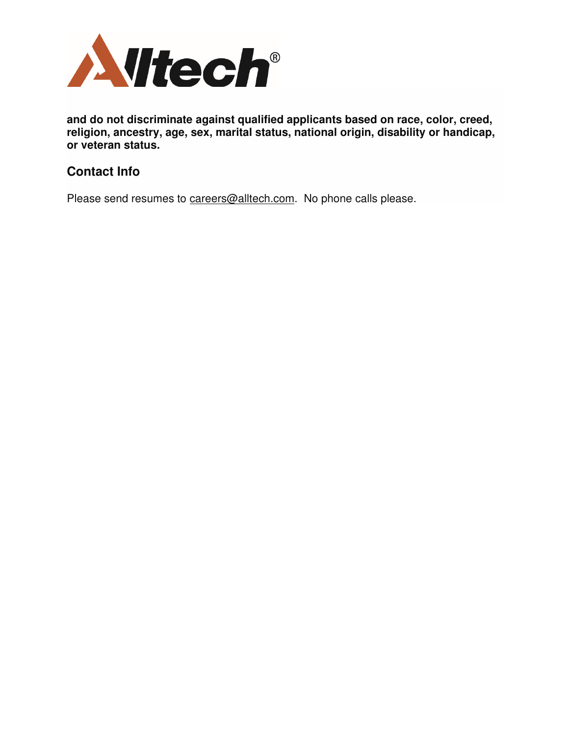**and do not discriminate against qualified applicants based on race, color, creed, religion, ancestry, age, sex, marital status, national origin, disability or handicap, or veteran status.**

## Contact Info

Please send resumes to careers@alltech.com.  No phone calls please.